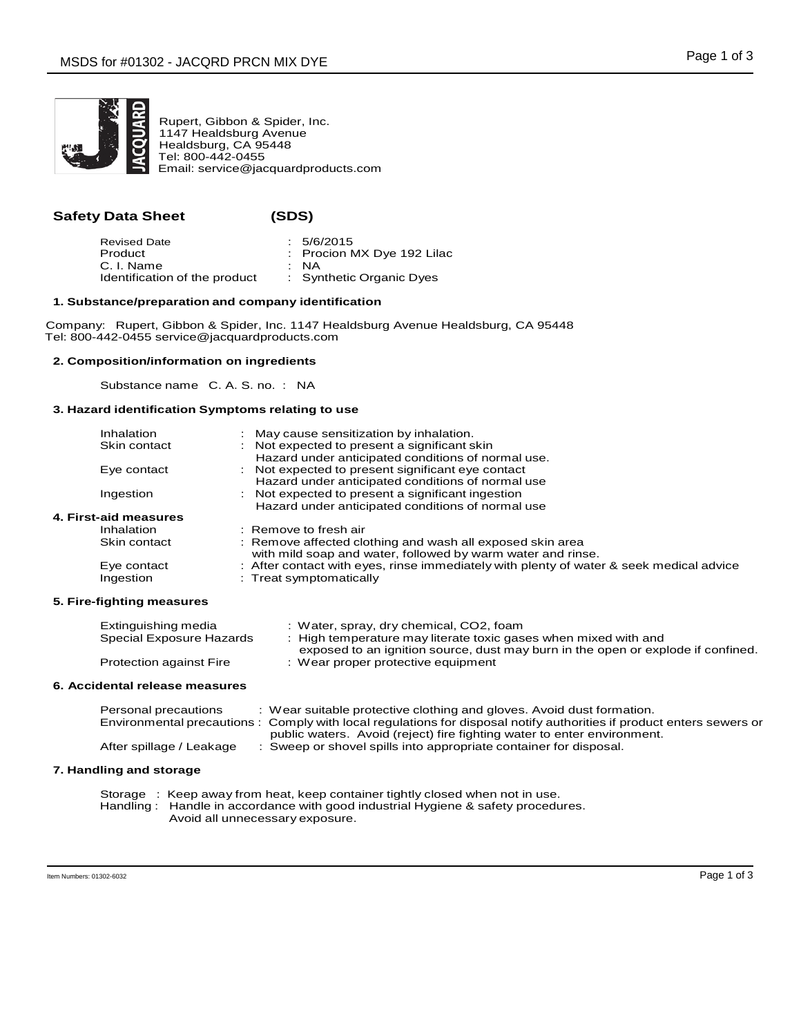Rupert, Gibbon & Spider, Inc.
1147 Healdsburg Avenue
Healdsburg, CA 95448
Tel: 800-442-0455
Email: service@jacquardproducts.com

## Safety Data Sheet (SDS)

| | | |
|---|---|---|
| Revised Date | : | 5/6/2015 |
| Product | : | Procion MX Dye 192 Lilac |
| C. I. Name | : | NA |
| Identification of the product | : | Synthetic Organic Dyes |

### 1. Substance/preparation and company identification

Company: Rupert, Gibbon & Spider, Inc. 1147 Healdsburg Avenue Healdsburg, CA 95448
Tel: 800-442-0455 service@jacquardproducts.com

### 2. Composition/information on ingredients

Substance name C. A. S. no. : NA

### 3. Hazard identification Symptoms relating to use

| | |
|---|---|
| Inhalation | : May cause sensitization by inhalation. |
| Skin contact | : Not expected to present a significant skin Hazard under anticipated conditions of normal use. |
| Eye contact | : Not expected to present significant eye contact Hazard under anticipated conditions of normal use |
| Ingestion | : Not expected to present a significant ingestion Hazard under anticipated conditions of normal use |

### 4. First-aid measures

| | |
|---|---|
| Inhalation | : Remove to fresh air |
| Skin contact | : Remove affected clothing and wash all exposed skin area with mild soap and water, followed by warm water and rinse. |
| Eye contact | : After contact with eyes, rinse immediately with plenty of water & seek medical advice |
| Ingestion | : Treat symptomatically |

### 5. Fire-fighting measures

| | |
|---|---|
| Extinguishing media | : Water, spray, dry chemical, $CO_2$, foam |
| Special Exposure Hazards | : High temperature may literate toxic gases when mixed with and exposed to an ignition source, dust may burn in the open or explode if confined. |
| Protection against Fire | : Wear proper protective equipment |

### 6. Accidental release measures

| | |
|---|---|
| Personal precautions | : Wear suitable protective clothing and gloves. Avoid dust formation. |
| Environmental precautions | : Comply with local regulations for disposal notify authorities if product enters sewers or public waters. Avoid (reject) fire fighting water to enter environment. |
| After spillage / Leakage | : Sweep or shovel spills into appropriate container for disposal. |

### 7. Handling and storage

Storage : Keep away from heat, keep container tightly closed when not in use.
Handling : Handle in accordance with good industrial Hygiene & safety procedures. Avoid all unnecessary exposure.

Item Numbers: 01302-6032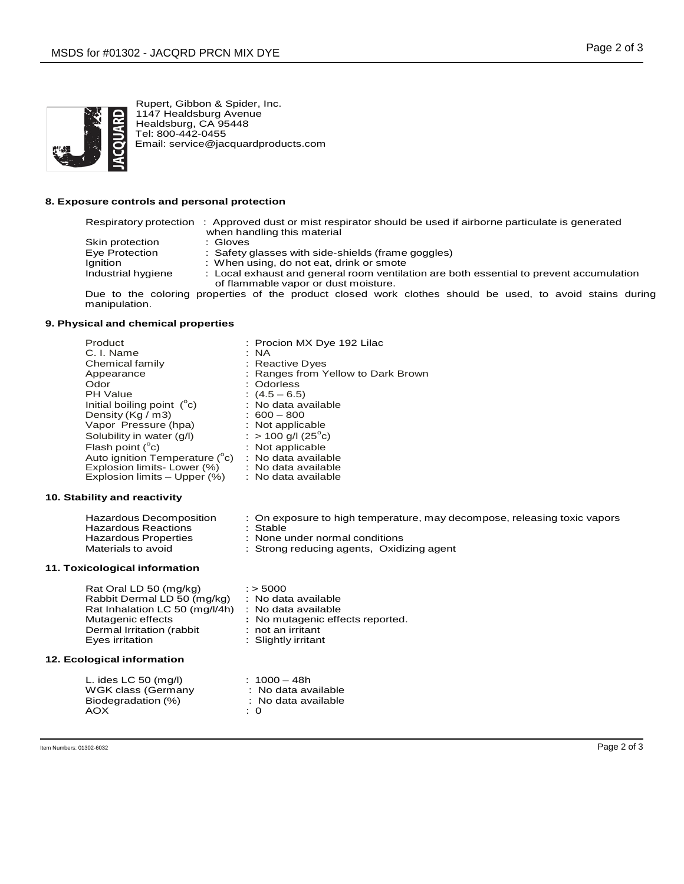Rupert, Gibbon & Spider, Inc.
1147 Healdsburg Avenue
Healdsburg, CA 95448
Tel: 800-442-0455
Email: service@jacquardproducts.com

### 8. Exposure controls and personal protection

| | |
|---|---|
| Respiratory protection | : Approved dust or mist respirator should be used if airborne particulate is generated when handling this material |
| Skin protection | : Gloves |
| Eye Protection | : Safety glasses with side-shields (frame goggles) |
| Ignition | : When using, do not eat, drink or smote |
| Industrial hygiene | : Local exhaust and general room ventilation are both essential to prevent accumulation of flammable vapor or dust moisture. |

Due to the coloring properties of the product closed work clothes should be used, to avoid stains during manipulation.

### 9. Physical and chemical properties

| | |
|---|---|
| Product | : Procion MX Dye 192 Lilac |
| C. I. Name | : NA |
| Chemical family | : Reactive Dyes |
| Appearance | : Ranges from Yellow to Dark Brown |
| Odor | : Odorless |
| PH Value | : (4.5 – 6.5) |
| Initial boiling point (°c) | : No data available |
| Density (Kg / m3) | : 600 – 800 |
| Vapor Pressure (hpa) | : Not applicable |
| Solubility in water (g/l) | : > 100 g/l (25°c) |
| Flash point (°c) | : Not applicable |
| Auto ignition Temperature (°c) | : No data available |
| Explosion limits- Lower (%) | : No data available |
| Explosion limits – Upper (%) | : No data available |

### 10. Stability and reactivity

| | |
|---|---|
| Hazardous Decomposition | : On exposure to high temperature, may decompose, releasing toxic vapors |
| Hazardous Reactions | : Stable |
| Hazardous Properties | : None under normal conditions |
| Materials to avoid | : Strong reducing agents, Oxidizing agent |

### 11. Toxicological information

| | |
|---|---|
| Rat Oral LD 50 (mg/kg) | : > 5000 |
| Rabbit Dermal LD 50 (mg/kg) | : No data available |
| Rat Inhalation LC 50 (mg/l/4h) | : No data available |
| Mutagenic effects | : No mutagenic effects reported. |
| Dermal Irritation (rabbit | : not an irritant |
| Eyes irritation | : Slightly irritant |

### 12. Ecological information

| | |
|---|---|
| L. ides LC 50 (mg/l) | : 1000 – 48h |
| WGK class (Germany | : No data available |
| Biodegradation (%) | : No data available |
| AOX | : 0 |

Item Numbers: 01302-6032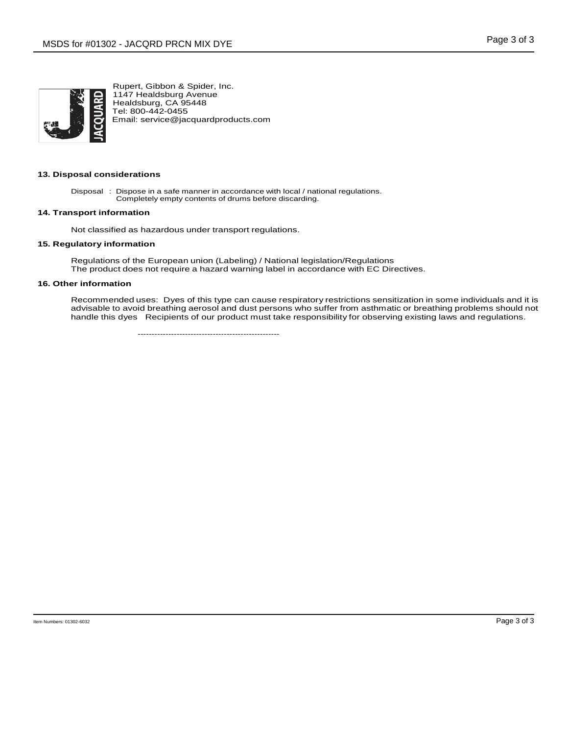Rupert, Gibbon & Spider, Inc.
1147 Healdsburg Avenue
Healdsburg, CA 95448
Tel: 800-442-0455
Email: service@jacquardproducts.com

### 13. Disposal considerations

Disposal : Dispose in a safe manner in accordance with local / national regulations.
Completely empty contents of drums before discarding.

### 14. Transport information

Not classified as hazardous under transport regulations.

### 15. Regulatory information

Regulations of the European union (Labeling) / National legislation/Regulations
The product does not require a hazard warning label in accordance with EC Directives.

### 16. Other information

Recommended uses: Dyes of this type can cause respiratory restrictions sensitization in some individuals and it is advisable to avoid breathing aerosol and dust persons who suffer from asthmatic or breathing problems should not handle this dyes Recipients of our product must take responsibility for observing existing laws and regulations.

---------------------------------------------------

Item Numbers: 01302-6032